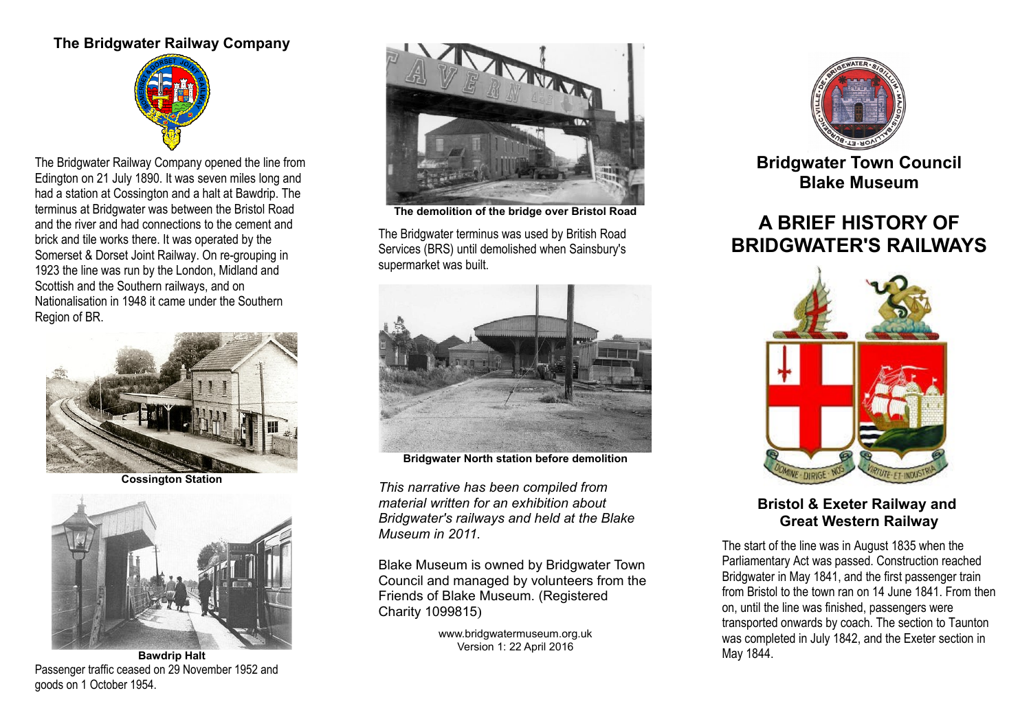## The Bridgwater Railway Company

The Bridgwater Railway Company opened the line from Edington on 21 July 1890. It was seven miles long and had a station at Cossington and a halt at Bawdrip. The terminus at Bridgwater was between the Bristol Road and the river and had connections to the cement and brick and tile works there. It was operated by the Somerset & Dorset Joint Railway. On re-grouping in 1923 the line was run by the London, Midland and Scottish and the Southern railways, and on Nationalisation in 1948 it came under the Southern Region of BR.

**Cossington Station**

**Bawdrip Halt**

Passenger traffic ceased on 29 November 1952 and goods on 1 October 1954.

**The demolition of the bridge over Bristol Road**

The Bridgwater terminus was used by British Road Services (BRS) until demolished when Sainsbury's supermarket was built.

**Bridgwater North station before demolition**

*This narrative has been compiled from material written for an exhibition about Bridgwater's railways and held at the Blake Museum in 2011.*

Blake Museum is owned by Bridgwater Town Council and managed by volunteers from the Friends of Blake Museum. (Registered Charity 1099815)

www.bridgwatermuseum.org.uk
Version 1: 22 April 2016

**Bridgwater Town Council**
**Blake Museum**

# A BRIEF HISTORY OF BRIDGWATER'S RAILWAYS

## Bristol & Exeter Railway and Great Western Railway

The start of the line was in August 1835 when the Parliamentary Act was passed. Construction reached Bridgwater in May 1841, and the first passenger train from Bristol to the town ran on 14 June 1841. From then on, until the line was finished, passengers were transported onwards by coach. The section to Taunton was completed in July 1842, and the Exeter section in May 1844.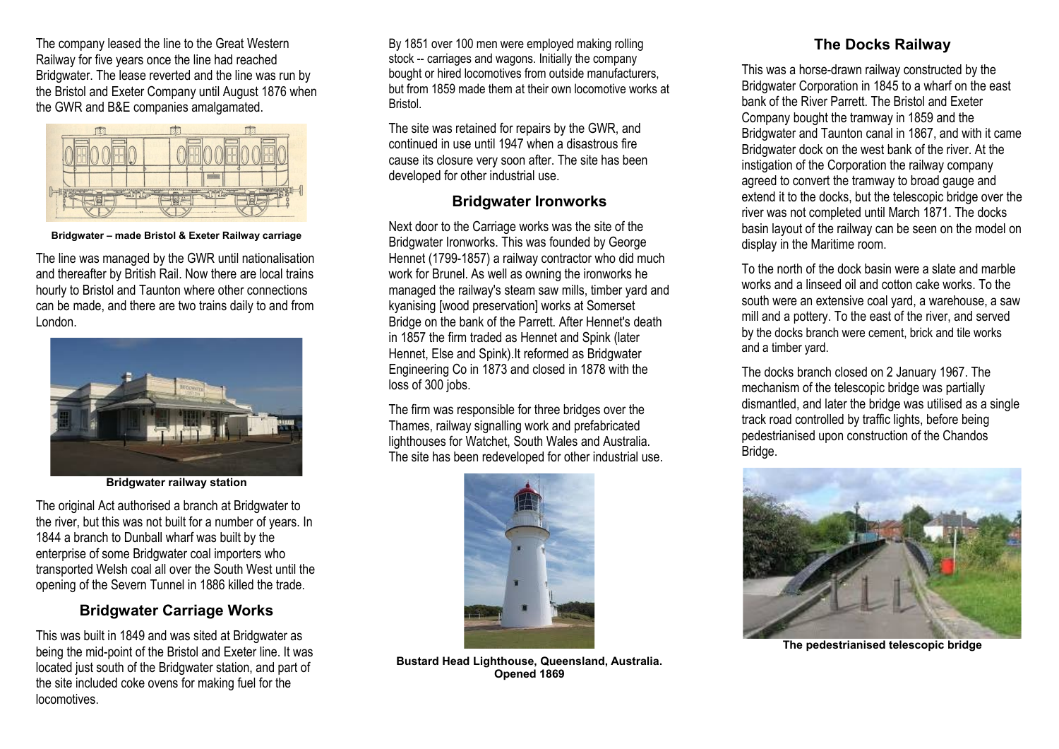The company leased the line to the Great Western Railway for five years once the line had reached Bridgwater. The lease reverted and the line was run by the Bristol and Exeter Company until August 1876 when the GWR and B&E companies amalgamated.

**Bridgwater – made Bristol & Exeter Railway carriage**

The line was managed by the GWR until nationalisation and thereafter by British Rail. Now there are local trains hourly to Bristol and Taunton where other connections can be made, and there are two trains daily to and from London.

**Bridgwater railway station**

The original Act authorised a branch at Bridgwater to the river, but this was not built for a number of years. In 1844 a branch to Dunball wharf was built by the enterprise of some Bridgwater coal importers who transported Welsh coal all over the South West until the opening of the Severn Tunnel in 1886 killed the trade.

## Bridgwater Carriage Works

This was built in 1849 and was sited at Bridgwater as being the mid-point of the Bristol and Exeter line. It was located just south of the Bridgwater station, and part of the site included coke ovens for making fuel for the locomotives.

By 1851 over 100 men were employed making rolling stock -- carriages and wagons. Initially the company bought or hired locomotives from outside manufacturers, but from 1859 made them at their own locomotive works at Bristol.

The site was retained for repairs by the GWR, and continued in use until 1947 when a disastrous fire cause its closure very soon after. The site has been developed for other industrial use.

## Bridgwater Ironworks

Next door to the Carriage works was the site of the Bridgwater Ironworks. This was founded by George Hennet (1799-1857) a railway contractor who did much work for Brunel. As well as owning the ironworks he managed the railway's steam saw mills, timber yard and kyanising [wood preservation] works at Somerset Bridge on the bank of the Parrett. After Hennet's death in 1857 the firm traded as Hennet and Spink (later Hennet, Else and Spink).It reformed as Bridgwater Engineering Co in 1873 and closed in 1878 with the loss of 300 jobs.

The firm was responsible for three bridges over the Thames, railway signalling work and prefabricated lighthouses for Watchet, South Wales and Australia. The site has been redeveloped for other industrial use.

**Bustard Head Lighthouse, Queensland, Australia. Opened 1869**

## The Docks Railway

This was a horse-drawn railway constructed by the Bridgwater Corporation in 1845 to a wharf on the east bank of the River Parrett. The Bristol and Exeter Company bought the tramway in 1859 and the Bridgwater and Taunton canal in 1867, and with it came Bridgwater dock on the west bank of the river. At the instigation of the Corporation the railway company agreed to convert the tramway to broad gauge and extend it to the docks, but the telescopic bridge over the river was not completed until March 1871. The docks basin layout of the railway can be seen on the model on display in the Maritime room.

To the north of the dock basin were a slate and marble works and a linseed oil and cotton cake works. To the south were an extensive coal yard, a warehouse, a saw mill and a pottery. To the east of the river, and served by the docks branch were cement, brick and tile works and a timber yard.

The docks branch closed on 2 January 1967. The mechanism of the telescopic bridge was partially dismantled, and later the bridge was utilised as a single track road controlled by traffic lights, before being pedestrianised upon construction of the Chandos Bridge.

**The pedestrianised telescopic bridge**